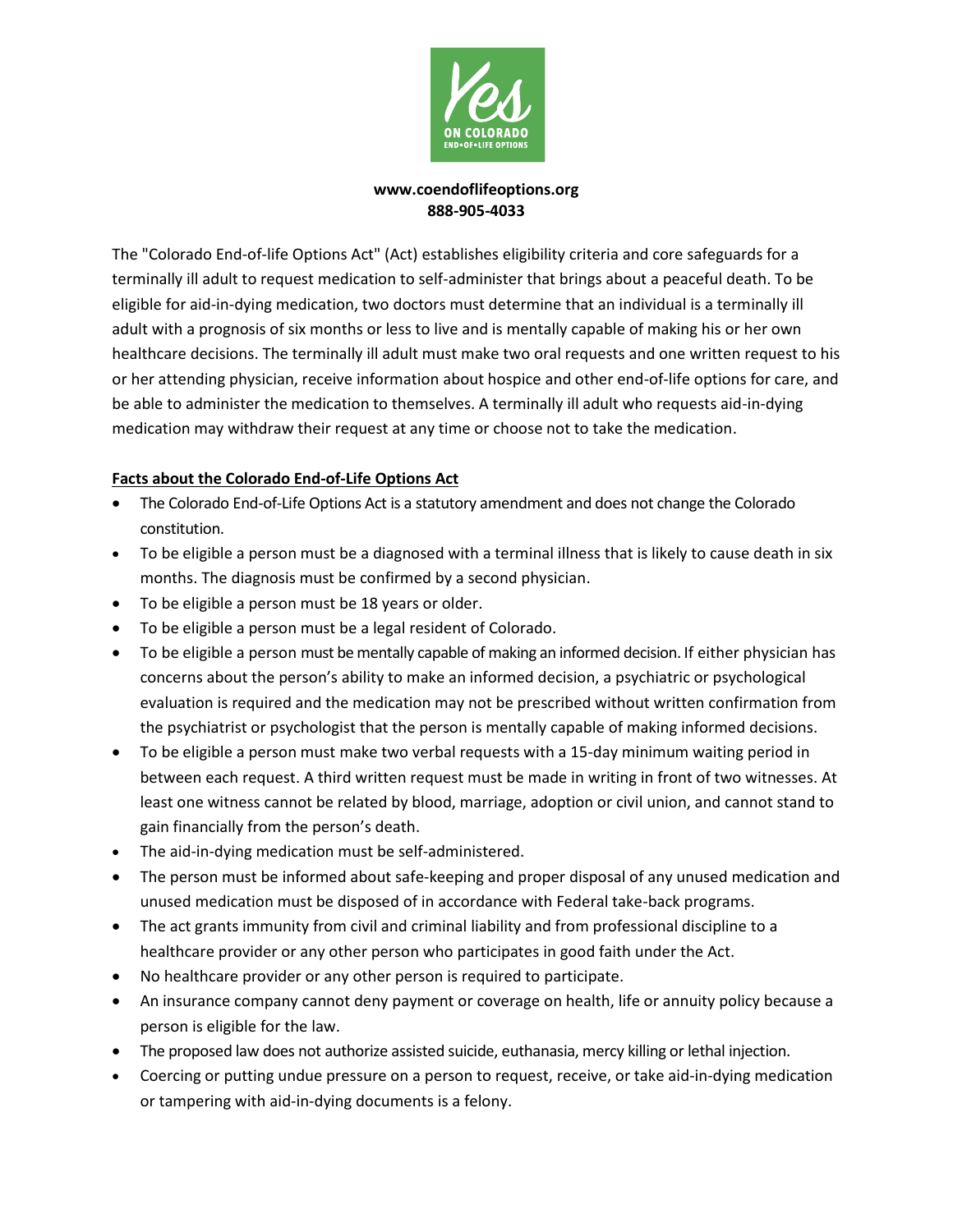**www.coendoflifeoptions.org**
**888-905-4033**

The "Colorado End-of-life Options Act" (Act) establishes eligibility criteria and core safeguards for a terminally ill adult to request medication to self-administer that brings about a peaceful death. To be eligible for aid-in-dying medication, two doctors must determine that an individual is a terminally ill adult with a prognosis of six months or less to live and is mentally capable of making his or her own healthcare decisions. The terminally ill adult must make two oral requests and one written request to his or her attending physician, receive information about hospice and other end-of-life options for care, and be able to administer the medication to themselves. A terminally ill adult who requests aid-in-dying medication may withdraw their request at any time or choose not to take the medication.

**Facts about the Colorado End-of-Life Options Act**

- The Colorado End-of-Life Options Act is a statutory amendment and does not change the Colorado constitution.
- To be eligible a person must be a diagnosed with a terminal illness that is likely to cause death in six months. The diagnosis must be confirmed by a second physician.
- To be eligible a person must be 18 years or older.
- To be eligible a person must be a legal resident of Colorado.
- To be eligible a person must be mentally capable of making an informed decision. If either physician has concerns about the person's ability to make an informed decision, a psychiatric or psychological evaluation is required and the medication may not be prescribed without written confirmation from the psychiatrist or psychologist that the person is mentally capable of making informed decisions.
- To be eligible a person must make two verbal requests with a 15-day minimum waiting period in between each request. A third written request must be made in writing in front of two witnesses. At least one witness cannot be related by blood, marriage, adoption or civil union, and cannot stand to gain financially from the person's death.
- The aid-in-dying medication must be self-administered.
- The person must be informed about safe-keeping and proper disposal of any unused medication and unused medication must be disposed of in accordance with Federal take-back programs.
- The act grants immunity from civil and criminal liability and from professional discipline to a healthcare provider or any other person who participates in good faith under the Act.
- No healthcare provider or any other person is required to participate.
- An insurance company cannot deny payment or coverage on health, life or annuity policy because a person is eligible for the law.
- The proposed law does not authorize assisted suicide, euthanasia, mercy killing or lethal injection.
- Coercing or putting undue pressure on a person to request, receive, or take aid-in-dying medication or tampering with aid-in-dying documents is a felony.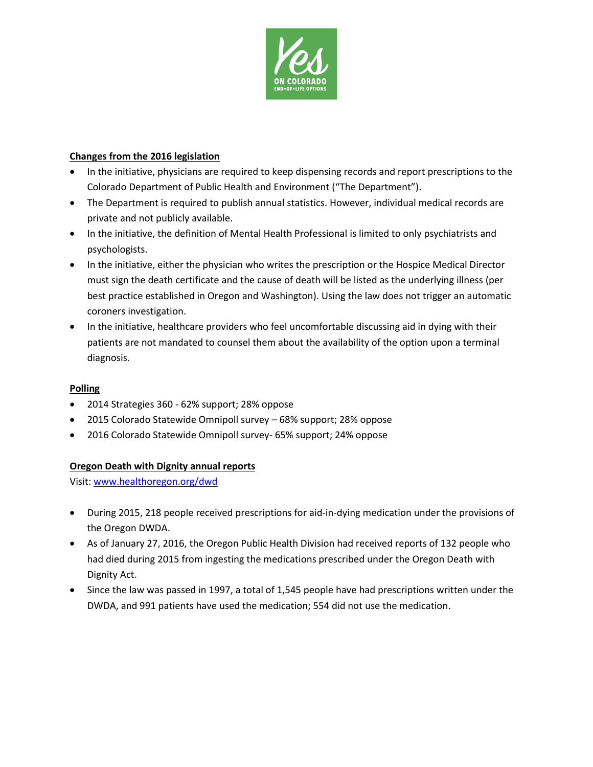## Changes from the 2016 legislation

- In the initiative, physicians are required to keep dispensing records and report prescriptions to the Colorado Department of Public Health and Environment ("The Department").
- The Department is required to publish annual statistics. However, individual medical records are private and not publicly available.
- In the initiative, the definition of Mental Health Professional is limited to only psychiatrists and psychologists.
- In the initiative, either the physician who writes the prescription or the Hospice Medical Director must sign the death certificate and the cause of death will be listed as the underlying illness (per best practice established in Oregon and Washington). Using the law does not trigger an automatic coroners investigation.
- In the initiative, healthcare providers who feel uncomfortable discussing aid in dying with their patients are not mandated to counsel them about the availability of the option upon a terminal diagnosis.

## Polling

- 2014 Strategies 360 - 62% support; 28% oppose
- 2015 Colorado Statewide Omnipoll survey – 68% support; 28% oppose
- 2016 Colorado Statewide Omnipoll survey- 65% support; 24% oppose

## Oregon Death with Dignity annual reports

Visit: [www.healthoregon.org/dwd](http://www.healthoregon.org/dwd)

- During 2015, 218 people received prescriptions for aid-in-dying medication under the provisions of the Oregon DWDA.
- As of January 27, 2016, the Oregon Public Health Division had received reports of 132 people who had died during 2015 from ingesting the medications prescribed under the Oregon Death with Dignity Act.
- Since the law was passed in 1997, a total of 1,545 people have had prescriptions written under the DWDA, and 991 patients have used the medication; 554 did not use the medication.